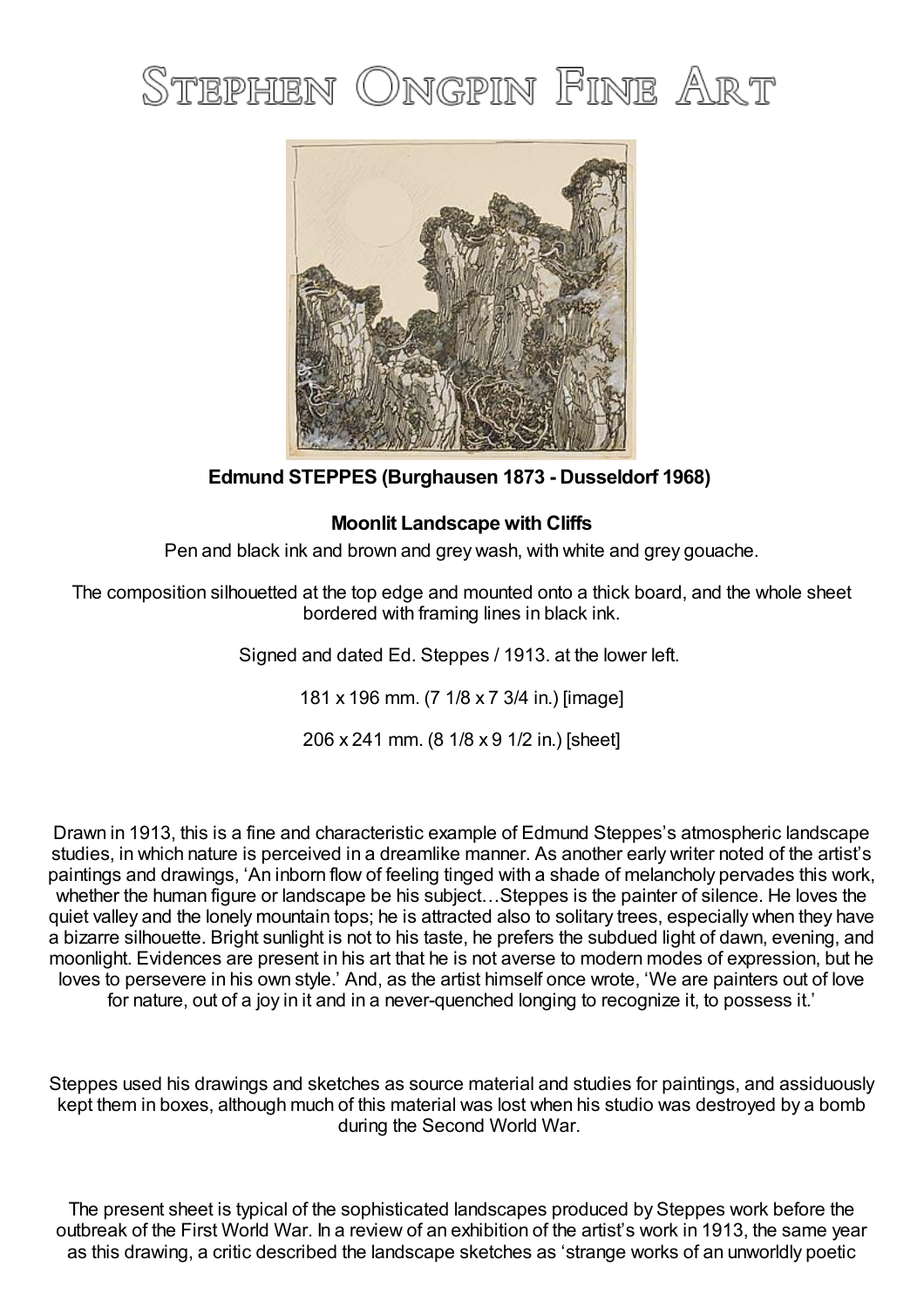# Stephen Ongpin Fine Art

**Edmund STEPPES (Burghausen 1873 - Dusseldorf 1968)**

**Moonlit Landscape with Cliffs**

Pen and black ink and brown and grey wash, with white and grey gouache.

The composition silhouetted at the top edge and mounted onto a thick board, and the whole sheet bordered with framing lines in black ink.

Signed and dated Ed. Steppes / 1913. at the lower left.

181 x 196 mm. (7 1/8 x 7 3/4 in.) [image]

206 x 241 mm. (8 1/8 x 9 1/2 in.) [sheet]

Drawn in 1913, this is a fine and characteristic example of Edmund Steppes's atmospheric landscape studies, in which nature is perceived in a dreamlike manner. As another early writer noted of the artist's paintings and drawings, 'An inborn flow of feeling tinged with a shade of melancholy pervades this work, whether the human figure or landscape be his subject…Steppes is the painter of silence. He loves the quiet valley and the lonely mountain tops; he is attracted also to solitary trees, especially when they have a bizarre silhouette. Bright sunlight is not to his taste, he prefers the subdued light of dawn, evening, and moonlight. Evidences are present in his art that he is not averse to modern modes of expression, but he loves to persevere in his own style.' And, as the artist himself once wrote, 'We are painters out of love for nature, out of a joy in it and in a never-quenched longing to recognize it, to possess it.'

Steppes used his drawings and sketches as source material and studies for paintings, and assiduously kept them in boxes, although much of this material was lost when his studio was destroyed by a bomb during the Second World War.

The present sheet is typical of the sophisticated landscapes produced by Steppes work before the outbreak of the First World War. In a review of an exhibition of the artist's work in 1913, the same year as this drawing, a critic described the landscape sketches as 'strange works of an unworldly poetic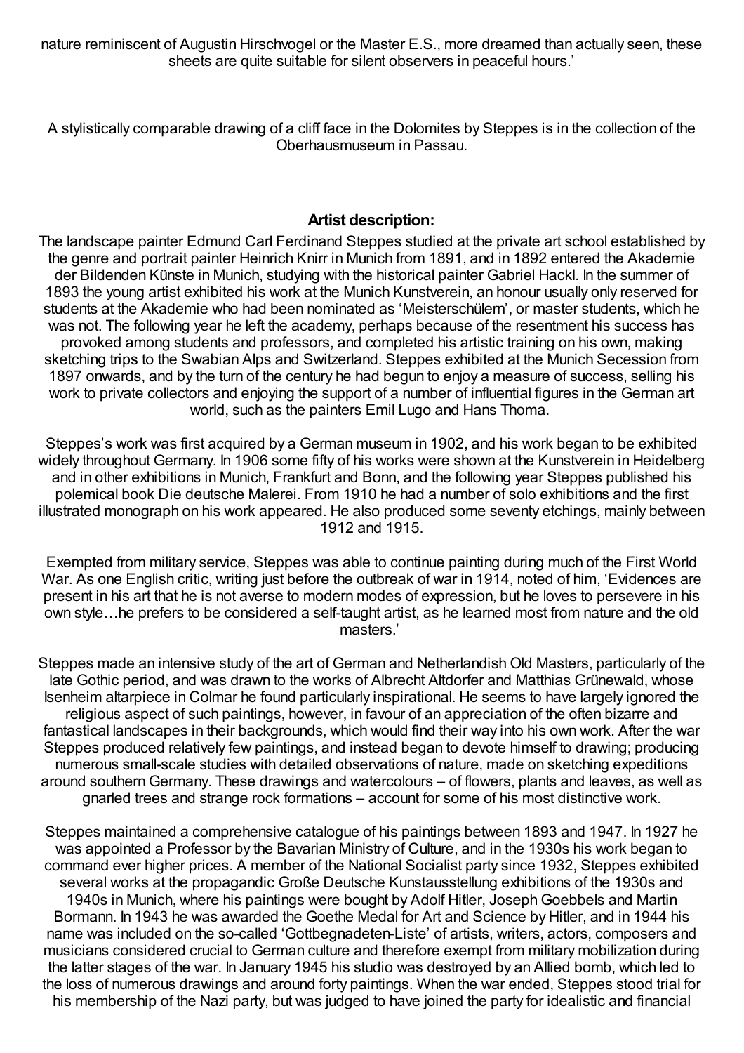nature reminiscent of Augustin Hirschvogel or the Master E.S., more dreamed than actually seen, these sheets are quite suitable for silent observers in peaceful hours.'

A stylistically comparable drawing of a cliff face in the Dolomites by Steppes is in the collection of the Oberhausmuseum in Passau.

## Artist description:

The landscape painter Edmund Carl Ferdinand Steppes studied at the private art school established by the genre and portrait painter Heinrich Knirr in Munich from 1891, and in 1892 entered the Akademie der Bildenden Künste in Munich, studying with the historical painter Gabriel Hackl. In the summer of 1893 the young artist exhibited his work at the Munich Kunstverein, an honour usually only reserved for students at the Akademie who had been nominated as 'Meisterschülern', or master students, which he was not. The following year he left the academy, perhaps because of the resentment his success has provoked among students and professors, and completed his artistic training on his own, making sketching trips to the Swabian Alps and Switzerland. Steppes exhibited at the Munich Secession from 1897 onwards, and by the turn of the century he had begun to enjoy a measure of success, selling his work to private collectors and enjoying the support of a number of influential figures in the German art world, such as the painters Emil Lugo and Hans Thoma.

Steppes's work was first acquired by a German museum in 1902, and his work began to be exhibited widely throughout Germany. In 1906 some fifty of his works were shown at the Kunstverein in Heidelberg and in other exhibitions in Munich, Frankfurt and Bonn, and the following year Steppes published his polemical book Die deutsche Malerei. From 1910 he had a number of solo exhibitions and the first illustrated monograph on his work appeared. He also produced some seventy etchings, mainly between 1912 and 1915.

Exempted from military service, Steppes was able to continue painting during much of the First World War. As one English critic, writing just before the outbreak of war in 1914, noted of him, 'Evidences are present in his art that he is not averse to modern modes of expression, but he loves to persevere in his own style…he prefers to be considered a self-taught artist, as he learned most from nature and the old masters.'

Steppes made an intensive study of the art of German and Netherlandish Old Masters, particularly of the late Gothic period, and was drawn to the works of Albrecht Altdorfer and Matthias Grünewald, whose Isenheim altarpiece in Colmar he found particularly inspirational. He seems to have largely ignored the religious aspect of such paintings, however, in favour of an appreciation of the often bizarre and fantastical landscapes in their backgrounds, which would find their way into his own work. After the war Steppes produced relatively few paintings, and instead began to devote himself to drawing; producing numerous small-scale studies with detailed observations of nature, made on sketching expeditions around southern Germany. These drawings and watercolours – of flowers, plants and leaves, as well as gnarled trees and strange rock formations – account for some of his most distinctive work.

Steppes maintained a comprehensive catalogue of his paintings between 1893 and 1947. In 1927 he was appointed a Professor by the Bavarian Ministry of Culture, and in the 1930s his work began to command ever higher prices. A member of the National Socialist party since 1932, Steppes exhibited several works at the propagandic Große Deutsche Kunstausstellung exhibitions of the 1930s and 1940s in Munich, where his paintings were bought by Adolf Hitler, Joseph Goebbels and Martin Bormann. In 1943 he was awarded the Goethe Medal for Art and Science by Hitler, and in 1944 his name was included on the so-called 'Gottbegnadeten-Liste' of artists, writers, actors, composers and musicians considered crucial to German culture and therefore exempt from military mobilization during the latter stages of the war. In January 1945 his studio was destroyed by an Allied bomb, which led to the loss of numerous drawings and around forty paintings. When the war ended, Steppes stood trial for his membership of the Nazi party, but was judged to have joined the party for idealistic and financial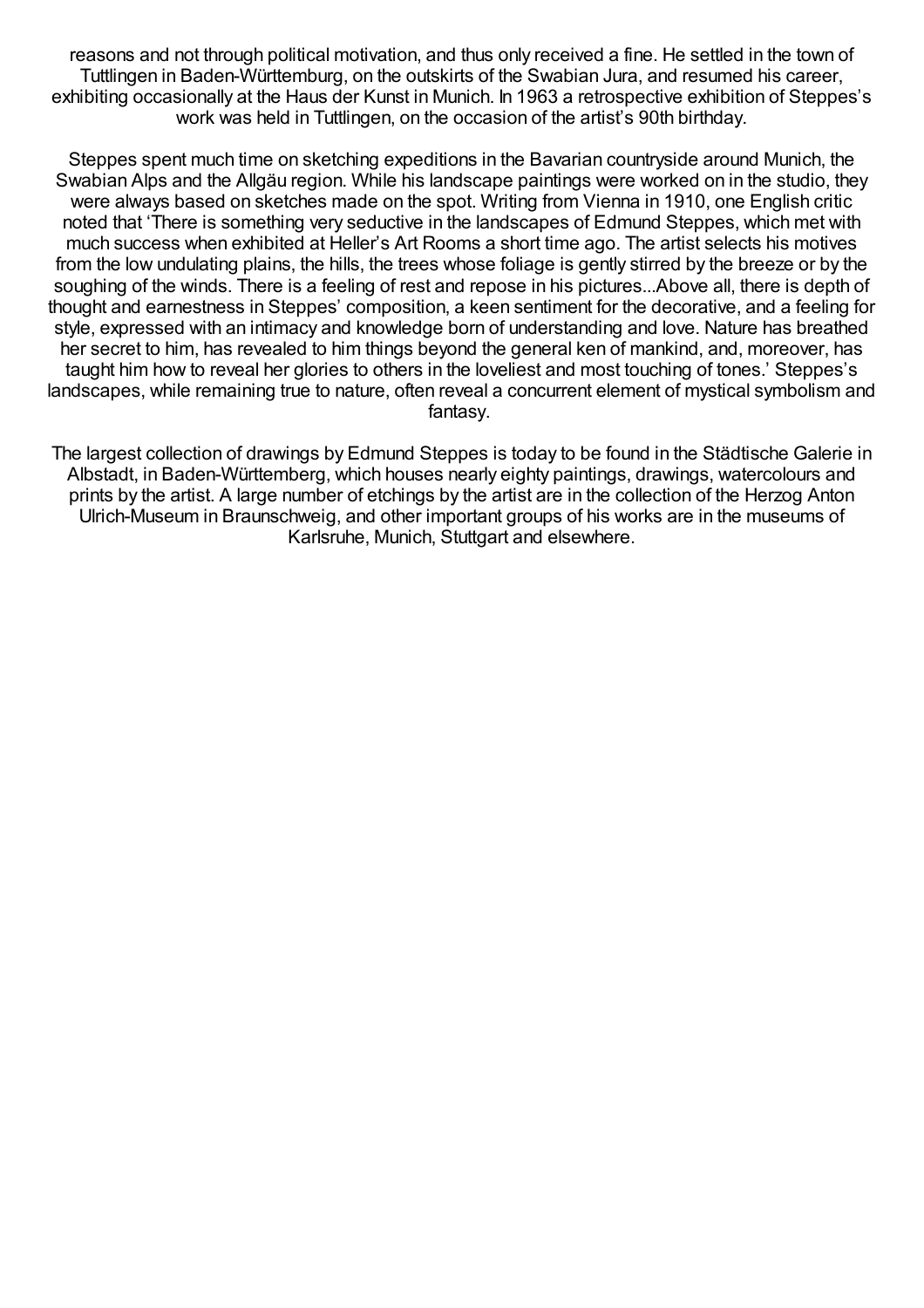reasons and not through political motivation, and thus only received a fine. He settled in the town of Tuttlingen in Baden-Württemburg, on the outskirts of the Swabian Jura, and resumed his career, exhibiting occasionally at the Haus der Kunst in Munich. In 1963 a retrospective exhibition of Steppes's work was held in Tuttlingen, on the occasion of the artist's 90th birthday.

Steppes spent much time on sketching expeditions in the Bavarian countryside around Munich, the Swabian Alps and the Allgäu region. While his landscape paintings were worked on in the studio, they were always based on sketches made on the spot. Writing from Vienna in 1910, one English critic noted that 'There is something very seductive in the landscapes of Edmund Steppes, which met with much success when exhibited at Heller's Art Rooms a short time ago. The artist selects his motives from the low undulating plains, the hills, the trees whose foliage is gently stirred by the breeze or by the soughing of the winds. There is a feeling of rest and repose in his pictures...Above all, there is depth of thought and earnestness in Steppes' composition, a keen sentiment for the decorative, and a feeling for style, expressed with an intimacy and knowledge born of understanding and love. Nature has breathed her secret to him, has revealed to him things beyond the general ken of mankind, and, moreover, has taught him how to reveal her glories to others in the loveliest and most touching of tones.' Steppes's landscapes, while remaining true to nature, often reveal a concurrent element of mystical symbolism and fantasy.

The largest collection of drawings by Edmund Steppes is today to be found in the Städtische Galerie in Albstadt, in Baden-Württemberg, which houses nearly eighty paintings, drawings, watercolours and prints by the artist. A large number of etchings by the artist are in the collection of the Herzog Anton Ulrich-Museum in Braunschweig, and other important groups of his works are in the museums of Karlsruhe, Munich, Stuttgart and elsewhere.